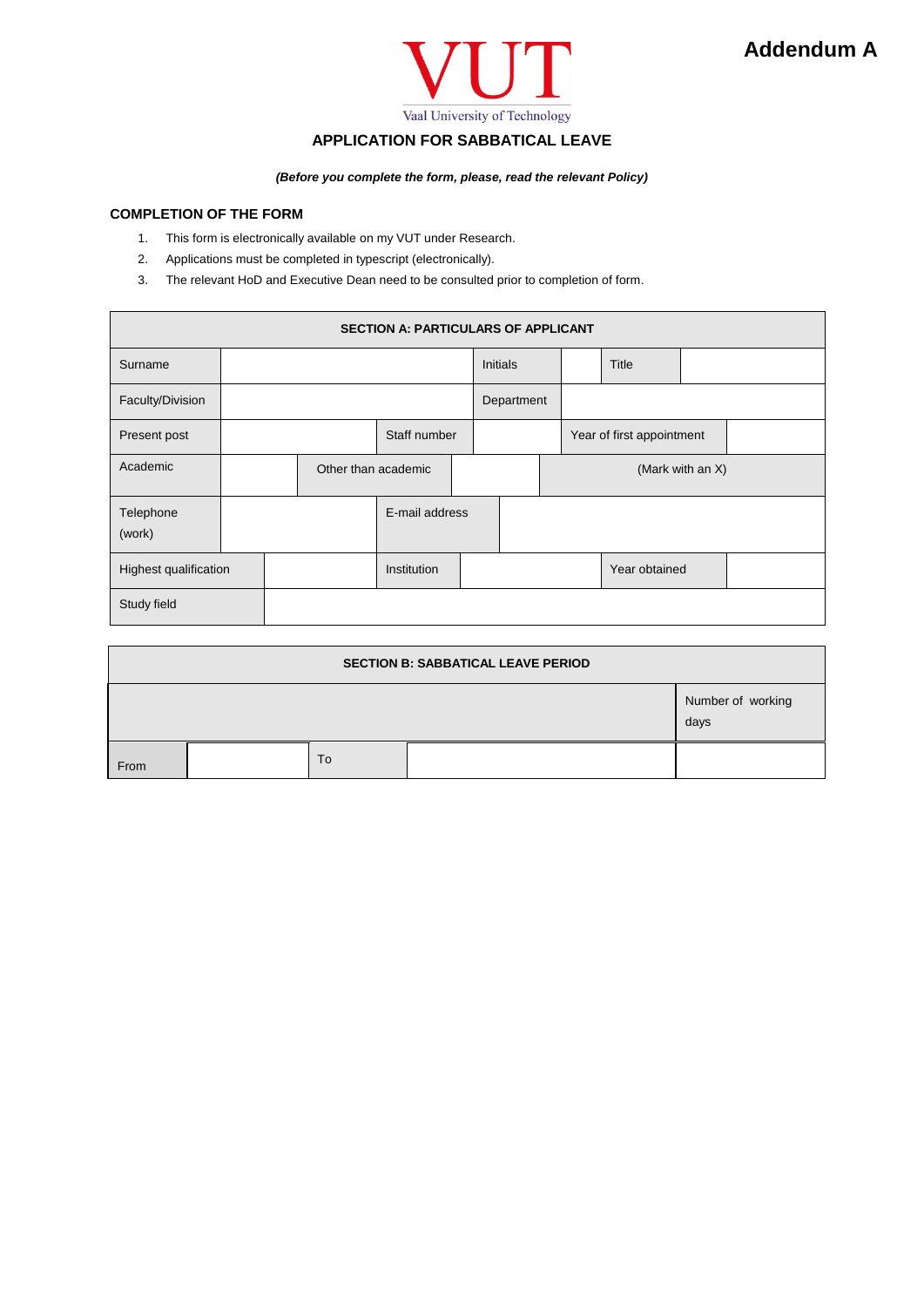**Addendum A**

VUT
Vaal University of Technology

## APPLICATION FOR SABBATICAL LEAVE

***(Before you complete the form, please, read the relevant Policy)***

### COMPLETION OF THE FORM

1. This form is electronically available on my VUT under Research.
2. Applications must be completed in typescript (electronically).
3. The relevant HoD and Executive Dean need to be consulted prior to completion of form.

| **SECTION A: PARTICULARS OF APPLICANT** | | | | | |
|---|---|---|---|---|---|
| Surname | | Initials | | Title | |
| Faculty/Division | | Department | | | |
| Present post | | Staff number | | Year of first appointment | |
| Academic | | Other than academic | | (Mark with an X) | |
| Telephone (work) | | E-mail address | | | |
| Highest qualification | | Institution | | Year obtained | |
| Study field | | | | | |

| **SECTION B: SABBATICAL LEAVE PERIOD** | | | | |
|---|---|---|---|---|
| | | | | Number of working days |
| From | | To | | |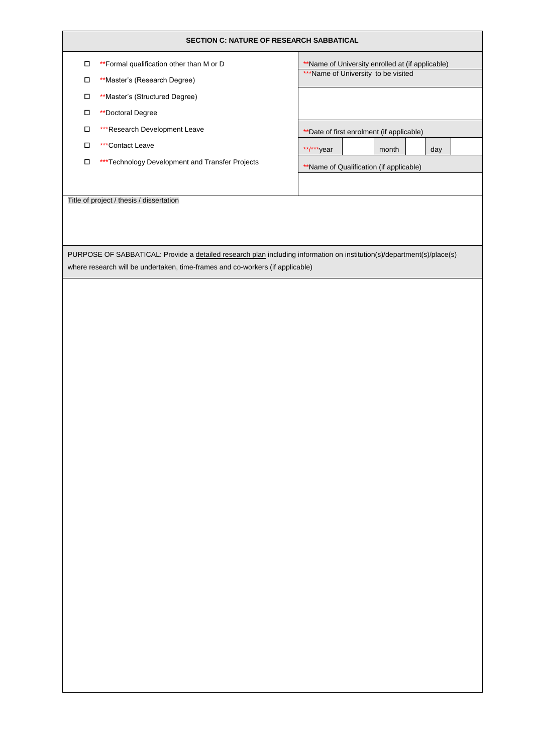## SECTION C: NATURE OF RESEARCH SABBATICAL

| | |
|---|---|
| ☐ **Formal qualification other than M or D | **Name of University enrolled at (if applicable) |
| ☐ **Master's (Research Degree) | ***Name of University to be visited |
| ☐ **Master's (Structured Degree) | |
| ☐ **Doctoral Degree | |
| ☐ ***Research Development Leave | **Date of first enrolment (if applicable) |
| ☐ ***Contact Leave | **/***year \| \| month \| \| day \| |
| ☐ ***Technology Development and Transfer Projects | **Name of Qualification (if applicable) |
| | |

Title of project / thesis / dissertation

PURPOSE OF SABBATICAL: Provide a detailed research plan including information on institution(s)/department(s)/place(s) where research will be undertaken, time-frames and co-workers (if applicable)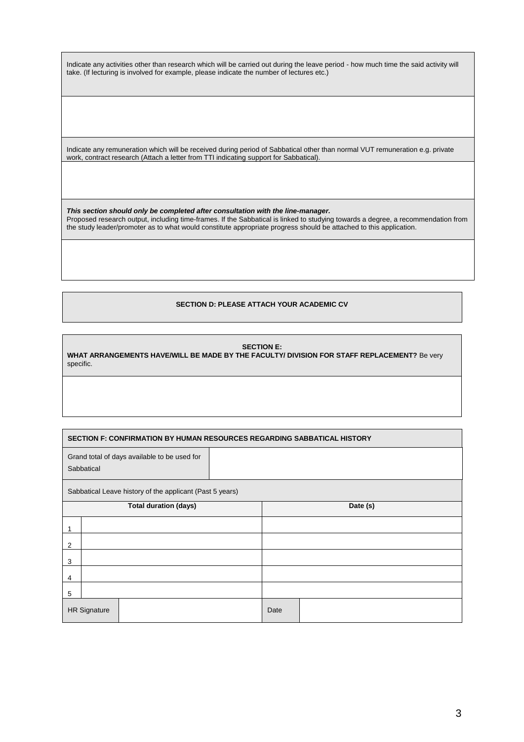Indicate any activities other than research which will be carried out during the leave period - how much time the said activity will take. (If lecturing is involved for example, please indicate the number of lectures etc.)

Indicate any remuneration which will be received during period of Sabbatical other than normal VUT remuneration e.g. private work, contract research (Attach a letter from TTI indicating support for Sabbatical).

***This section should only be completed after consultation with the line-manager.***
Proposed research output, including time-frames. If the Sabbatical is linked to studying towards a degree, a recommendation from the study leader/promoter as to what would constitute appropriate progress should be attached to this application.

**SECTION D: PLEASE ATTACH YOUR ACADEMIC CV**

**SECTION E:**
**WHAT ARRANGEMENTS HAVE/WILL BE MADE BY THE FACULTY/ DIVISION FOR STAFF REPLACEMENT?** Be very specific.

**SECTION F: CONFIRMATION BY HUMAN RESOURCES REGARDING SABBATICAL HISTORY**

| Grand total of days available to be used for Sabbatical | |
|---|---|

Sabbatical Leave history of the applicant (Past 5 years)

| | Total duration (days) | Date (s) |
|---|---|---|
| 1 | | |
| 2 | | |
| 3 | | |
| 4 | | |
| 5 | | |

| HR Signature | | Date | |
|---|---|---|---|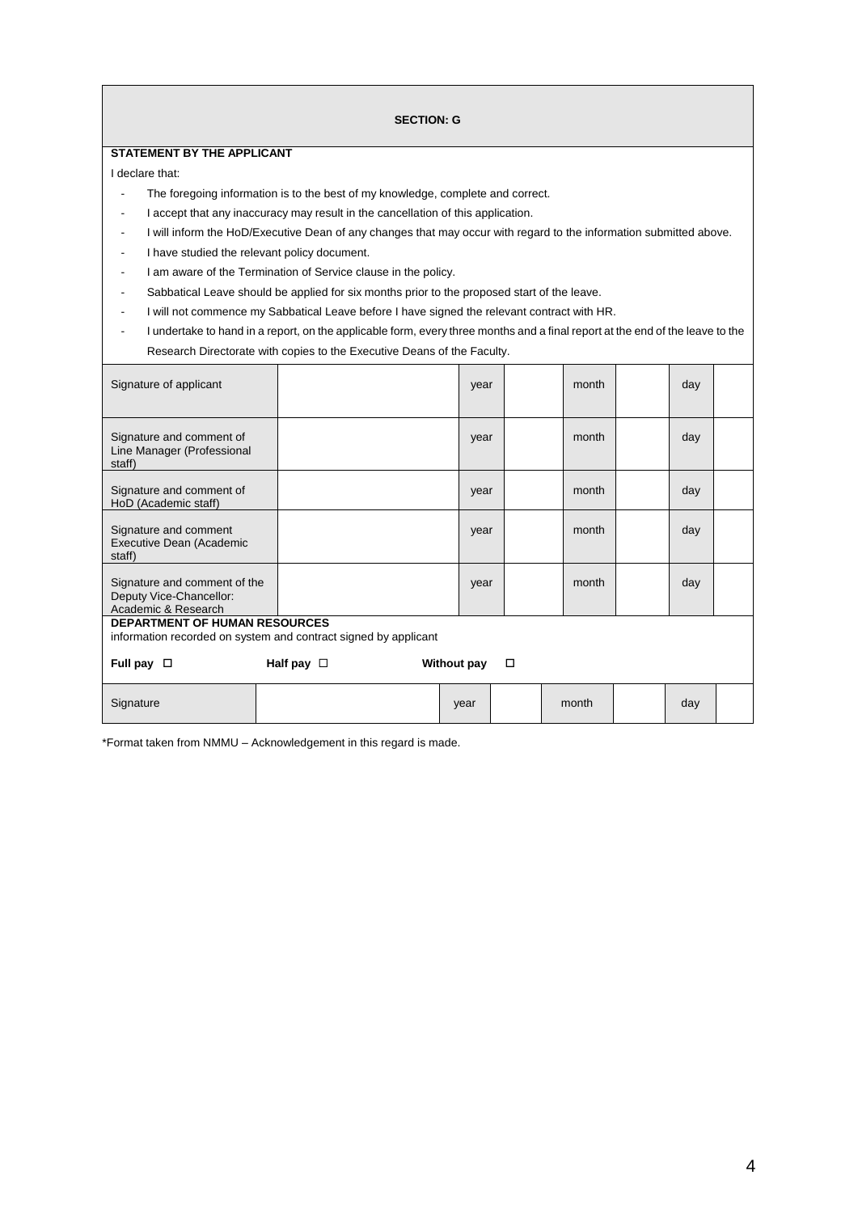## SECTION: G

**STATEMENT BY THE APPLICANT**

I declare that:

- The foregoing information is to the best of my knowledge, complete and correct.
- I accept that any inaccuracy may result in the cancellation of this application.
- I will inform the HoD/Executive Dean of any changes that may occur with regard to the information submitted above.
- I have studied the relevant policy document.
- I am aware of the Termination of Service clause in the policy.
- Sabbatical Leave should be applied for six months prior to the proposed start of the leave.
- I will not commence my Sabbatical Leave before I have signed the relevant contract with HR.
- I undertake to hand in a report, on the applicable form, every three months and a final report at the end of the leave to the Research Directorate with copies to the Executive Deans of the Faculty.

| | | | | | | | |
|---|---|---|---|---|---|---|---|
| Signature of applicant | | year | | month | | day | |
| Signature and comment of Line Manager (Professional staff) | | year | | month | | day | |
| Signature and comment of HoD (Academic staff) | | year | | month | | day | |
| Signature and comment Executive Dean (Academic staff) | | year | | month | | day | |
| Signature and comment of the Deputy Vice-Chancellor: Academic & Research | | year | | month | | day | |

**DEPARTMENT OF HUMAN RESOURCES**

information recorded on system and contract signed by applicant

**Full pay** ☐ **Half pay** ☐ **Without pay** ☐

| | | | | | | | |
|---|---|---|---|---|---|---|---|
| Signature | | year | | month | | day | |

*Format taken from NMMU – Acknowledgement in this regard is made.